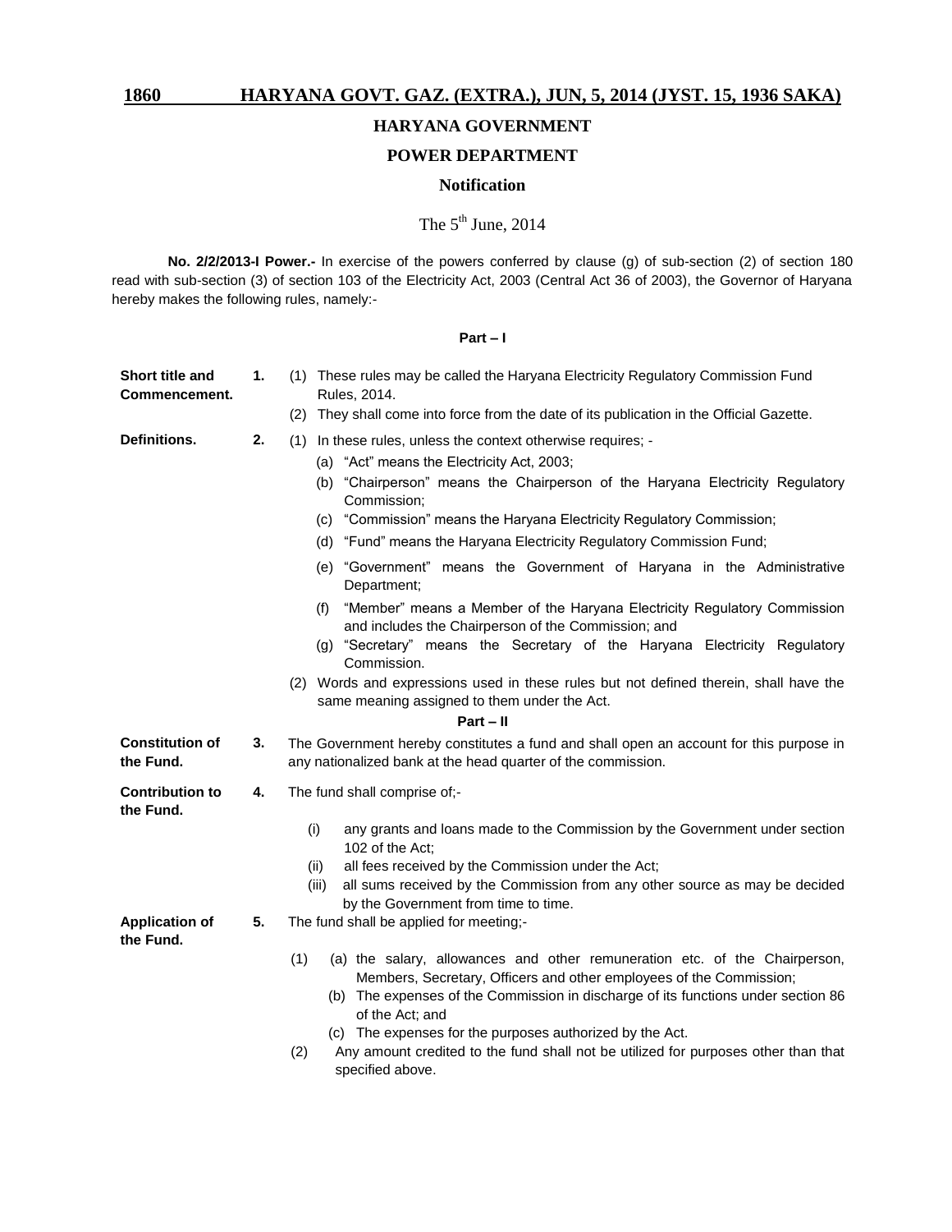# HARYANA GOVERNMENT

## POWER DEPARTMENT

### Notification

The 5th June, 2014

**No. 2/2/2013-I Power.-** In exercise of the powers conferred by clause (g) of sub-section (2) of section 180 read with sub-section (3) of section 103 of the Electricity Act, 2003 (Central Act 36 of 2003), the Governor of Haryana hereby makes the following rules, namely:-

**Part – I**

**Short title and Commencement.**

**1.** (1) These rules may be called the Haryana Electricity Regulatory Commission Fund Rules, 2014.

(2) They shall come into force from the date of its publication in the Official Gazette.

**Definitions.**

**2.** (1) In these rules, unless the context otherwise requires; -

(a) "Act" means the Electricity Act, 2003;

(b) "Chairperson" means the Chairperson of the Haryana Electricity Regulatory Commission;

(c) "Commission" means the Haryana Electricity Regulatory Commission;

(d) "Fund" means the Haryana Electricity Regulatory Commission Fund;

(e) "Government" means the Government of Haryana in the Administrative Department;

(f) "Member" means a Member of the Haryana Electricity Regulatory Commission and includes the Chairperson of the Commission; and

(g) "Secretary" means the Secretary of the Haryana Electricity Regulatory Commission.

(2) Words and expressions used in these rules but not defined therein, shall have the same meaning assigned to them under the Act.

**Part – II**

**Constitution of the Fund.**

**3.** The Government hereby constitutes a fund and shall open an account for this purpose in any nationalized bank at the head quarter of the commission.

**Contribution to the Fund.**

**4.** The fund shall comprise of;-

(i) any grants and loans made to the Commission by the Government under section 102 of the Act;

(ii) all fees received by the Commission under the Act;

(iii) all sums received by the Commission from any other source as may be decided by the Government from time to time.

**Application of the Fund.**

**5.** The fund shall be applied for meeting;-

(1) (a) the salary, allowances and other remuneration etc. of the Chairperson, Members, Secretary, Officers and other employees of the Commission;

(b) The expenses of the Commission in discharge of its functions under section 86 of the Act; and

(c) The expenses for the purposes authorized by the Act.

(2) Any amount credited to the fund shall not be utilized for purposes other than that specified above.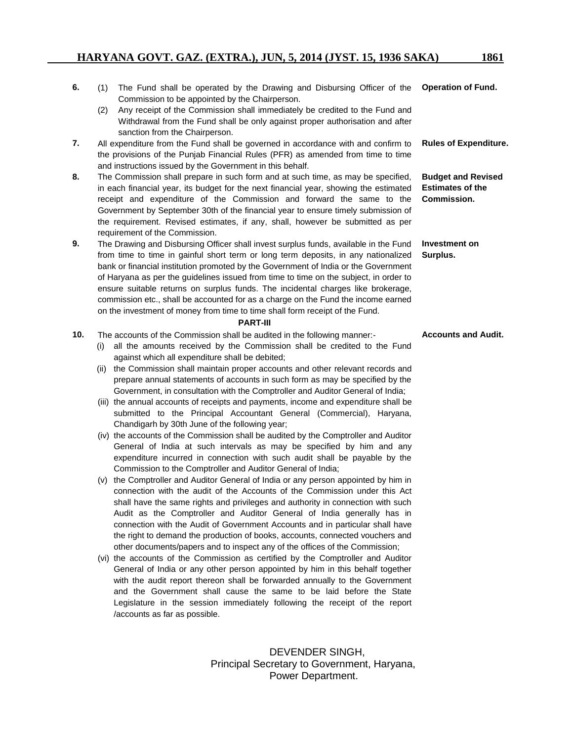**6.** (1) The Fund shall be operated by the Drawing and Disbursing Officer of the Commission to be appointed by the Chairperson. **Operation of Fund.**

(2) Any receipt of the Commission shall immediately be credited to the Fund and Withdrawal from the Fund shall be only against proper authorisation and after sanction from the Chairperson.

**7.** All expenditure from the Fund shall be governed in accordance with and confirm to the provisions of the Punjab Financial Rules (PFR) as amended from time to time and instructions issued by the Government in this behalf. **Rules of Expenditure.**

**8.** The Commission shall prepare in such form and at such time, as may be specified, in each financial year, its budget for the next financial year, showing the estimated receipt and expenditure of the Commission and forward the same to the Government by September 30th of the financial year to ensure timely submission of the requirement. Revised estimates, if any, shall, however be submitted as per requirement of the Commission. **Budget and Revised Estimates of the Commission.**

**9.** The Drawing and Disbursing Officer shall invest surplus funds, available in the Fund from time to time in gainful short term or long term deposits, in any nationalized bank or financial institution promoted by the Government of India or the Government of Haryana as per the guidelines issued from time to time on the subject, in order to ensure suitable returns on surplus funds. The incidental charges like brokerage, commission etc., shall be accounted for as a charge on the Fund the income earned on the investment of money from time to time shall form receipt of the Fund. **Investment on Surplus.**

**PART-III**

**10.** The accounts of the Commission shall be audited in the following manner:- **Accounts and Audit.**

(i) all the amounts received by the Commission shall be credited to the Fund against which all expenditure shall be debited;

(ii) the Commission shall maintain proper accounts and other relevant records and prepare annual statements of accounts in such form as may be specified by the Government, in consultation with the Comptroller and Auditor General of India;

(iii) the annual accounts of receipts and payments, income and expenditure shall be submitted to the Principal Accountant General (Commercial), Haryana, Chandigarh by 30th June of the following year;

(iv) the accounts of the Commission shall be audited by the Comptroller and Auditor General of India at such intervals as may be specified by him and any expenditure incurred in connection with such audit shall be payable by the Commission to the Comptroller and Auditor General of India;

(v) the Comptroller and Auditor General of India or any person appointed by him in connection with the audit of the Accounts of the Commission under this Act shall have the same rights and privileges and authority in connection with such Audit as the Comptroller and Auditor General of India generally has in connection with the Audit of Government Accounts and in particular shall have the right to demand the production of books, accounts, connected vouchers and other documents/papers and to inspect any of the offices of the Commission;

(vi) the accounts of the Commission as certified by the Comptroller and Auditor General of India or any other person appointed by him in this behalf together with the audit report thereon shall be forwarded annually to the Government and the Government shall cause the same to be laid before the State Legislature in the session immediately following the receipt of the report /accounts as far as possible.

DEVENDER SINGH,
Principal Secretary to Government, Haryana,
Power Department.